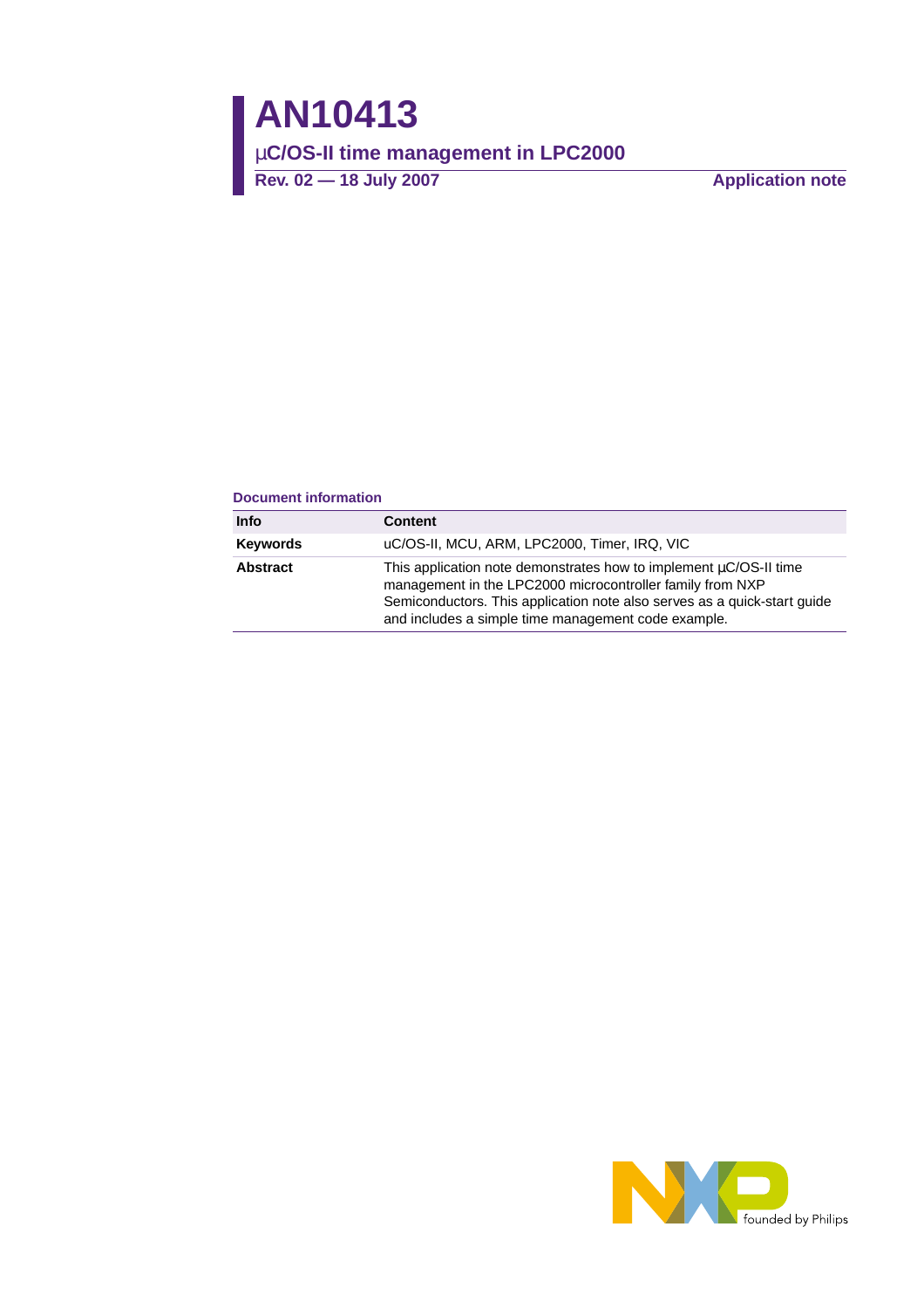# AN10413

## μC/OS-II time management in LPC2000

**Rev. 02 — 18 July 2007** **Application note**

**Document information**

| Info | Content |
|---|---|
| **Keywords** | uC/OS-II, MCU, ARM, LPC2000, Timer, IRQ, VIC |
| **Abstract** | This application note demonstrates how to implement µC/OS-II time management in the LPC2000 microcontroller family from NXP Semiconductors. This application note also serves as a quick-start guide and includes a simple time management code example. |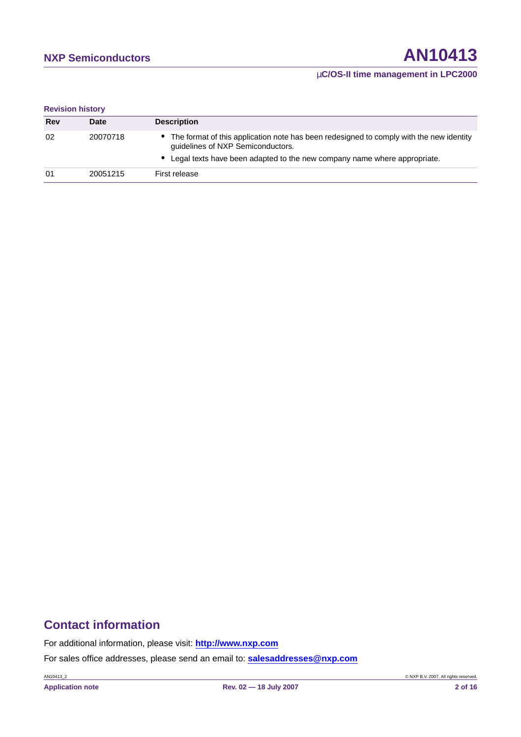**Revision history**

| Rev | Date | Description |
|---|---|---|
| 02 | 20070718 | • The format of this application note has been redesigned to comply with the new identity guidelines of NXP Semiconductors.<br>• Legal texts have been adapted to the new company name where appropriate. |
| 01 | 20051215 | First release |

## Contact information

For additional information, please visit: **http://www.nxp.com**

For sales office addresses, please send an email to: **salesaddresses@nxp.com**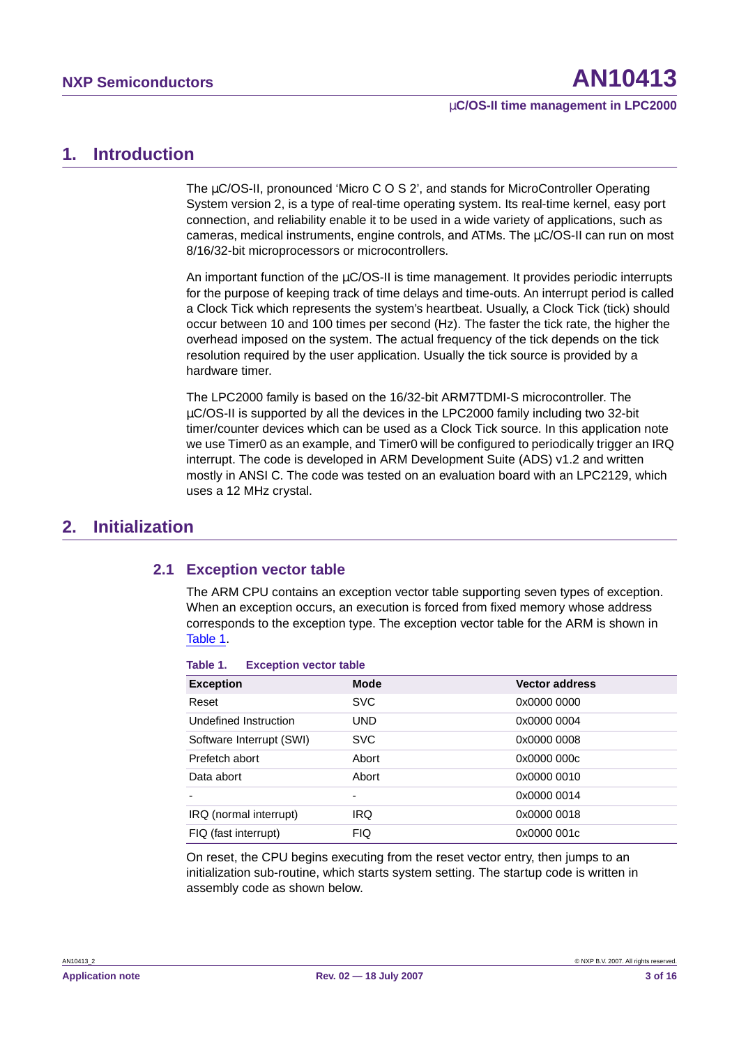# 1. Introduction

The µC/OS-II, pronounced 'Micro C O S 2', and stands for MicroController Operating System version 2, is a type of real-time operating system. Its real-time kernel, easy port connection, and reliability enable it to be used in a wide variety of applications, such as cameras, medical instruments, engine controls, and ATMs. The µC/OS-II can run on most 8/16/32-bit microprocessors or microcontrollers.

An important function of the µC/OS-II is time management. It provides periodic interrupts for the purpose of keeping track of time delays and time-outs. An interrupt period is called a Clock Tick which represents the system's heartbeat. Usually, a Clock Tick (tick) should occur between 10 and 100 times per second (Hz). The faster the tick rate, the higher the overhead imposed on the system. The actual frequency of the tick depends on the tick resolution required by the user application. Usually the tick source is provided by a hardware timer.

The LPC2000 family is based on the 16/32-bit ARM7TDMI-S microcontroller. The µC/OS-II is supported by all the devices in the LPC2000 family including two 32-bit timer/counter devices which can be used as a Clock Tick source. In this application note we use Timer0 as an example, and Timer0 will be configured to periodically trigger an IRQ interrupt. The code is developed in ARM Development Suite (ADS) v1.2 and written mostly in ANSI C. The code was tested on an evaluation board with an LPC2129, which uses a 12 MHz crystal.

# 2. Initialization

## 2.1 Exception vector table

The ARM CPU contains an exception vector table supporting seven types of exception. When an exception occurs, an execution is forced from fixed memory whose address corresponds to the exception type. The exception vector table for the ARM is shown in Table 1.

**Table 1. Exception vector table**

| Exception | Mode | Vector address |
|---|---|---|
| Reset | SVC | 0x0000 0000 |
| Undefined Instruction | UND | 0x0000 0004 |
| Software Interrupt (SWI) | SVC | 0x0000 0008 |
| Prefetch abort | Abort | 0x0000 000c |
| Data abort | Abort | 0x0000 0010 |
| - | - | 0x0000 0014 |
| IRQ (normal interrupt) | IRQ | 0x0000 0018 |
| FIQ (fast interrupt) | FIQ | 0x0000 001c |

On reset, the CPU begins executing from the reset vector entry, then jumps to an initialization sub-routine, which starts system setting. The startup code is written in assembly code as shown below.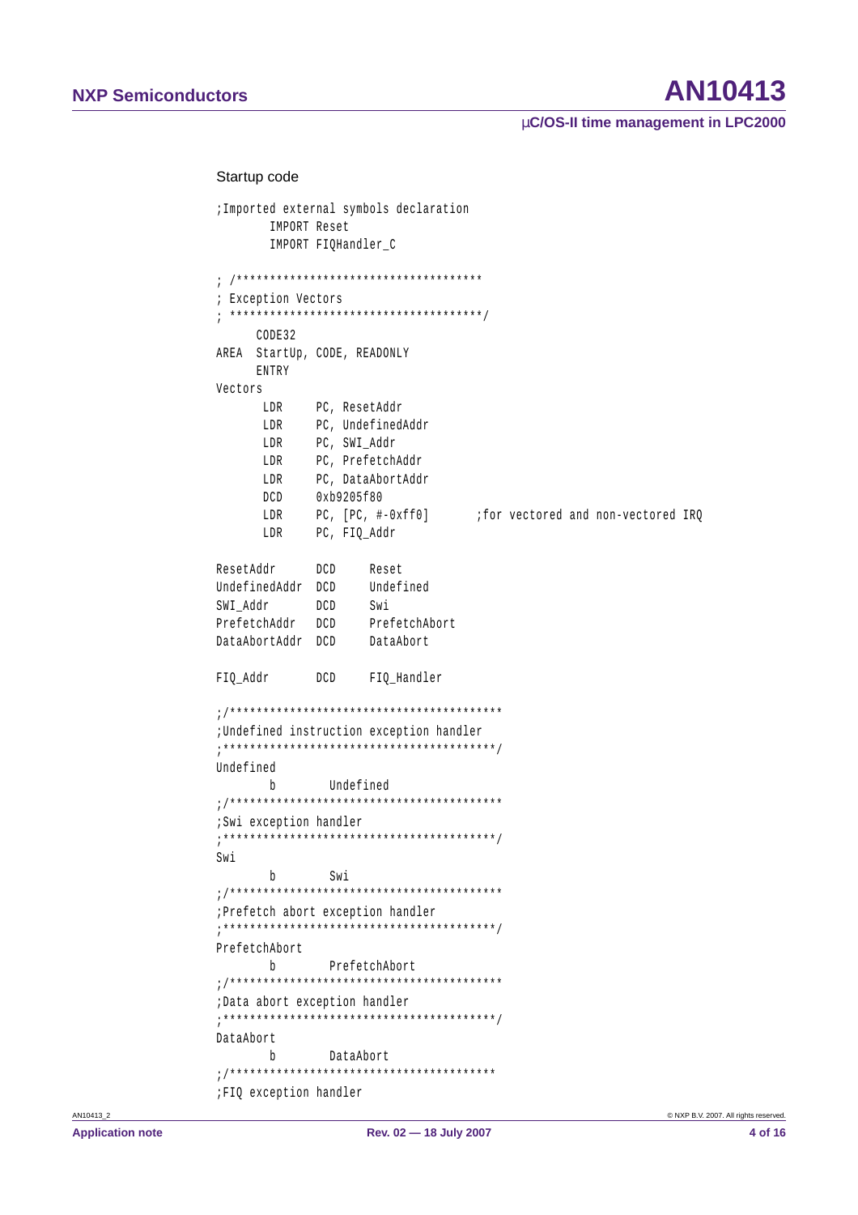Startup code

```
;Imported external symbols declaration
        IMPORT Reset
        IMPORT FIQHandler_C

; /************************************
; Exception Vectors
; **************************************/
      CODE32
AREA  StartUp, CODE, READONLY
      ENTRY
Vectors
       LDR     PC, ResetAddr
       LDR     PC, UndefinedAddr
       LDR     PC, SWI_Addr
       LDR     PC, PrefetchAddr
       LDR     PC, DataAbortAddr
       DCD     0xb9205f80
       LDR     PC, [PC, #-0xff0]       ;for vectored and non-vectored IRQ
       LDR     PC, FIQ_Addr

ResetAddr      DCD     Reset
UndefinedAddr  DCD     Undefined
SWI_Addr       DCD     Swi
PrefetchAddr   DCD     PrefetchAbort
DataAbortAddr  DCD     DataAbort

FIQ_Addr       DCD     FIQ_Handler

;/****************************************
;Undefined instruction exception handler
;****************************************/
Undefined
        b       Undefined
;/****************************************
;Swi exception handler
;****************************************/
Swi
        b       Swi
;/****************************************
;Prefetch abort exception handler
;****************************************/
PrefetchAbort
        b       PrefetchAbort
;/****************************************
;Data abort exception handler
;****************************************/
DataAbort
        b       DataAbort
;/***************************************
;FIQ exception handler
```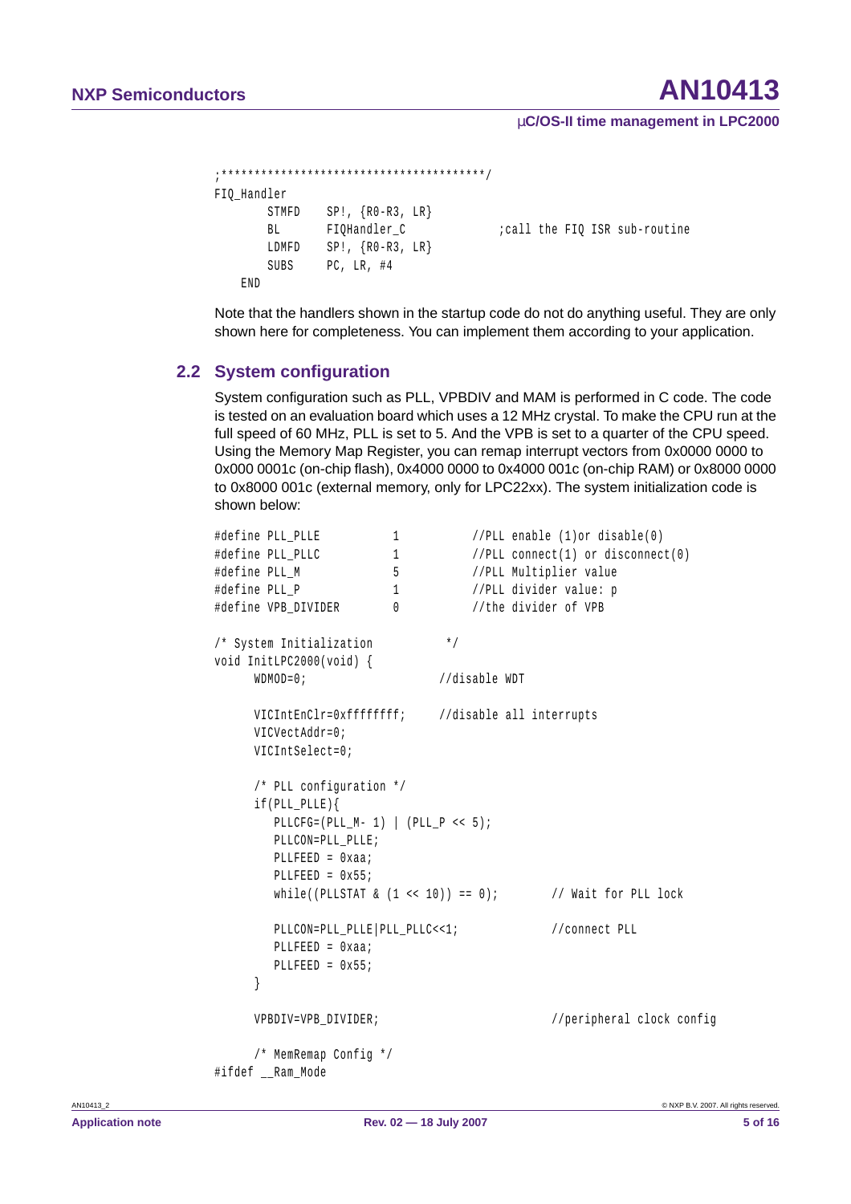```
;****************************************/
FIQ_Handler
        STMFD    SP!, {R0-R3, LR}
        BL       FIQHandler_C              ;call the FIQ ISR sub-routine
        LDMFD    SP!, {R0-R3, LR}
        SUBS     PC, LR, #4
    END
```

Note that the handlers shown in the startup code do not do anything useful. They are only shown here for completeness. You can implement them according to your application.

## 2.2 System configuration

System configuration such as PLL, VPBDIV and MAM is performed in C code. The code is tested on an evaluation board which uses a 12 MHz crystal. To make the CPU run at the full speed of 60 MHz, PLL is set to 5. And the VPB is set to a quarter of the CPU speed. Using the Memory Map Register, you can remap interrupt vectors from 0x0000 0000 to 0x000 0001c (on-chip flash), 0x4000 0000 to 0x4000 001c (on-chip RAM) or 0x8000 0000 to 0x8000 001c (external memory, only for LPC22xx). The system initialization code is shown below:

```
#define PLL_PLLE          1          //PLL enable (1)or disable(0)
#define PLL_PLLC          1          //PLL connect(1) or disconnect(0)
#define PLL_M             5          //PLL Multiplier value
#define PLL_P             1          //PLL divider value: p
#define VPB_DIVIDER       0          //the divider of VPB

/* System Initialization          */
void InitLPC2000(void) {
      WDMOD=0;                    //disable WDT

      VICIntEnClr=0xffffffff;     //disable all interrupts
      VICVectAddr=0;
      VICIntSelect=0;

      /* PLL configuration */
      if(PLL_PLLE){
         PLLCFG=(PLL_M- 1) | (PLL_P << 5);
         PLLCON=PLL_PLLE;
         PLLFEED = 0xaa;
         PLLFEED = 0x55;
         while((PLLSTAT & (1 << 10)) == 0);        // Wait for PLL lock

         PLLCON=PLL_PLLE|PLL_PLLC<<1;              //connect PLL
         PLLFEED = 0xaa;
         PLLFEED = 0x55;
      }

      VPBDIV=VPB_DIVIDER;                          //peripheral clock config

      /* MemRemap Config */
#ifdef __Ram_Mode
```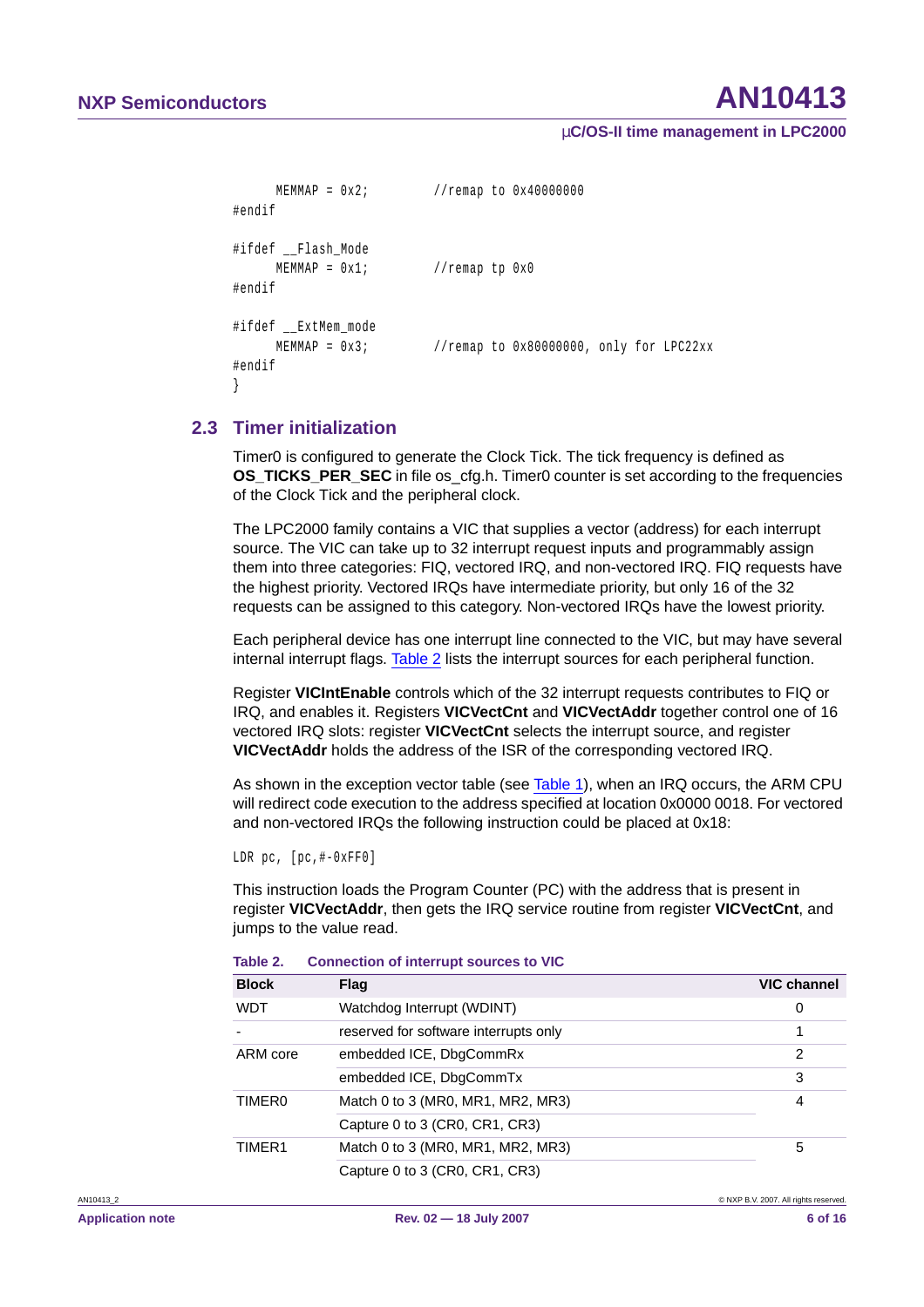```
      MEMMAP = 0x2;         //remap to 0x40000000
#endif

#ifdef __Flash_Mode
      MEMMAP = 0x1;         //remap tp 0x0
#endif

#ifdef __ExtMem_mode
      MEMMAP = 0x3;         //remap to 0x80000000, only for LPC22xx
#endif
}
```

## 2.3 Timer initialization

Timer0 is configured to generate the Clock Tick. The tick frequency is defined as **OS_TICKS_PER_SEC** in file os_cfg.h. Timer0 counter is set according to the frequencies of the Clock Tick and the peripheral clock.

The LPC2000 family contains a VIC that supplies a vector (address) for each interrupt source. The VIC can take up to 32 interrupt request inputs and programmably assign them into three categories: FIQ, vectored IRQ, and non-vectored IRQ. FIQ requests have the highest priority. Vectored IRQs have intermediate priority, but only 16 of the 32 requests can be assigned to this category. Non-vectored IRQs have the lowest priority.

Each peripheral device has one interrupt line connected to the VIC, but may have several internal interrupt flags. Table 2 lists the interrupt sources for each peripheral function.

Register **VICIntEnable** controls which of the 32 interrupt requests contributes to FIQ or IRQ, and enables it. Registers **VICVectCnt** and **VICVectAddr** together control one of 16 vectored IRQ slots: register **VICVectCnt** selects the interrupt source, and register **VICVectAddr** holds the address of the ISR of the corresponding vectored IRQ.

As shown in the exception vector table (see Table 1), when an IRQ occurs, the ARM CPU will redirect code execution to the address specified at location 0x0000 0018. For vectored and non-vectored IRQs the following instruction could be placed at 0x18:

```
LDR pc, [pc,#-0xFF0]
```

This instruction loads the Program Counter (PC) with the address that is present in register **VICVectAddr**, then gets the IRQ service routine from register **VICVectCnt**, and jumps to the value read.

**Table 2. Connection of interrupt sources to VIC**

| Block | Flag | VIC channel |
|---|---|---|
| WDT | Watchdog Interrupt (WDINT) | 0 |
| - | reserved for software interrupts only | 1 |
| ARM core | embedded ICE, DbgCommRx | 2 |
| | embedded ICE, DbgCommTx | 3 |
| TIMER0 | Match 0 to 3 (MR0, MR1, MR2, MR3) | 4 |
| | Capture 0 to 3 (CR0, CR1, CR3) | |
| TIMER1 | Match 0 to 3 (MR0, MR1, MR2, MR3) | 5 |
| | Capture 0 to 3 (CR0, CR1, CR3) | |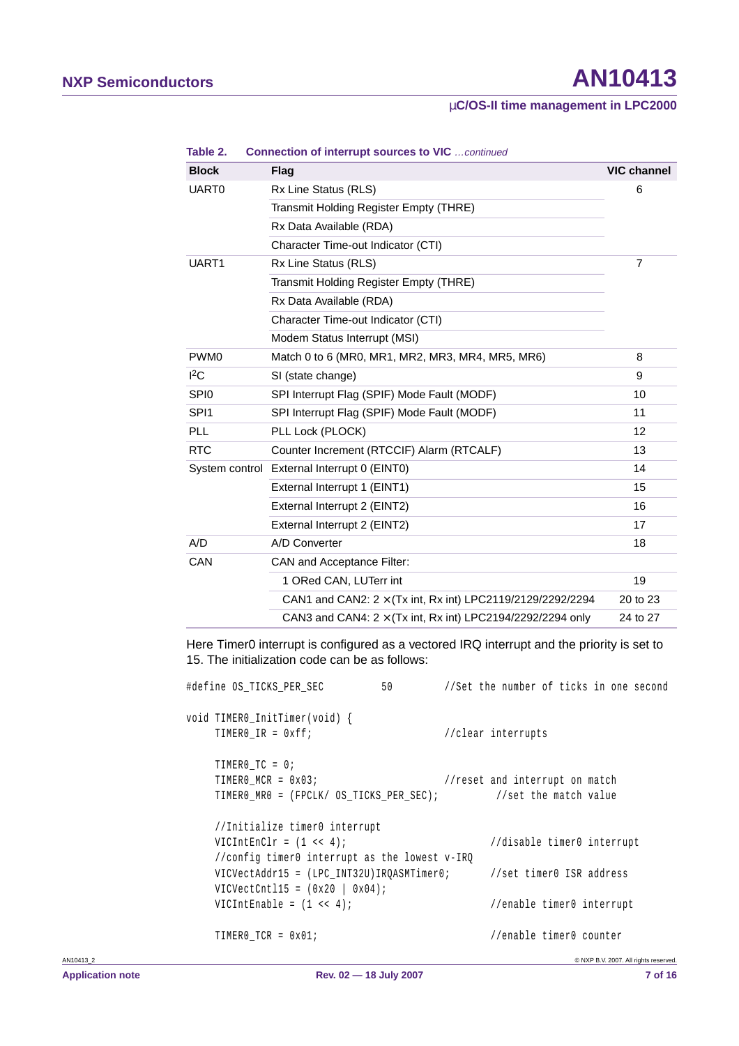**Table 2. Connection of interrupt sources to VIC** *...continued*

| Block | Flag | VIC channel |
|---|---|---|
| UART0 | Rx Line Status (RLS) | 6 |
| | Transmit Holding Register Empty (THRE) | |
| | Rx Data Available (RDA) | |
| | Character Time-out Indicator (CTI) | |
| UART1 | Rx Line Status (RLS) | 7 |
| | Transmit Holding Register Empty (THRE) | |
| | Rx Data Available (RDA) | |
| | Character Time-out Indicator (CTI) | |
| | Modem Status Interrupt (MSI) | |
| PWM0 | Match 0 to 6 (MR0, MR1, MR2, MR3, MR4, MR5, MR6) | 8 |
| I²C | SI (state change) | 9 |
| SPI0 | SPI Interrupt Flag (SPIF) Mode Fault (MODF) | 10 |
| SPI1 | SPI Interrupt Flag (SPIF) Mode Fault (MODF) | 11 |
| PLL | PLL Lock (PLOCK) | 12 |
| RTC | Counter Increment (RTCCIF) Alarm (RTCALF) | 13 |
| System control | External Interrupt 0 (EINT0) | 14 |
| | External Interrupt 1 (EINT1) | 15 |
| | External Interrupt 2 (EINT2) | 16 |
| | External Interrupt 2 (EINT2) | 17 |
| A/D | A/D Converter | 18 |
| CAN | CAN and Acceptance Filter: | |
| | 1 ORed CAN, LUTerr int | 19 |
| | CAN1 and CAN2: 2 × (Tx int, Rx int) LPC2119/2129/2292/2294 | 20 to 23 |
| | CAN3 and CAN4: 2 × (Tx int, Rx int) LPC2194/2292/2294 only | 24 to 27 |

Here Timer0 interrupt is configured as a vectored IRQ interrupt and the priority is set to 15. The initialization code can be as follows:

```
#define OS_TICKS_PER_SEC          50        //Set the number of ticks in one second

void TIMER0_InitTimer(void) {
    TIMER0_IR = 0xff;                       //clear interrupts

    TIMER0_TC = 0;
    TIMER0_MCR = 0x03;                      //reset and interrupt on match
    TIMER0_MR0 = (FPCLK/ OS_TICKS_PER_SEC);          //set the match value

    //Initialize timer0 interrupt
    VICIntEnClr = (1 << 4);                          //disable timer0 interrupt
    //config timer0 interrupt as the lowest v-IRQ
    VICVectAddr15 = (LPC_INT32U)IRQASMTimer0;        //set timer0 ISR address
    VICVectCntl15 = (0x20 | 0x04);
    VICIntEnable = (1 << 4);                         //enable timer0 interrupt

    TIMER0_TCR = 0x01;                               //enable timer0 counter
```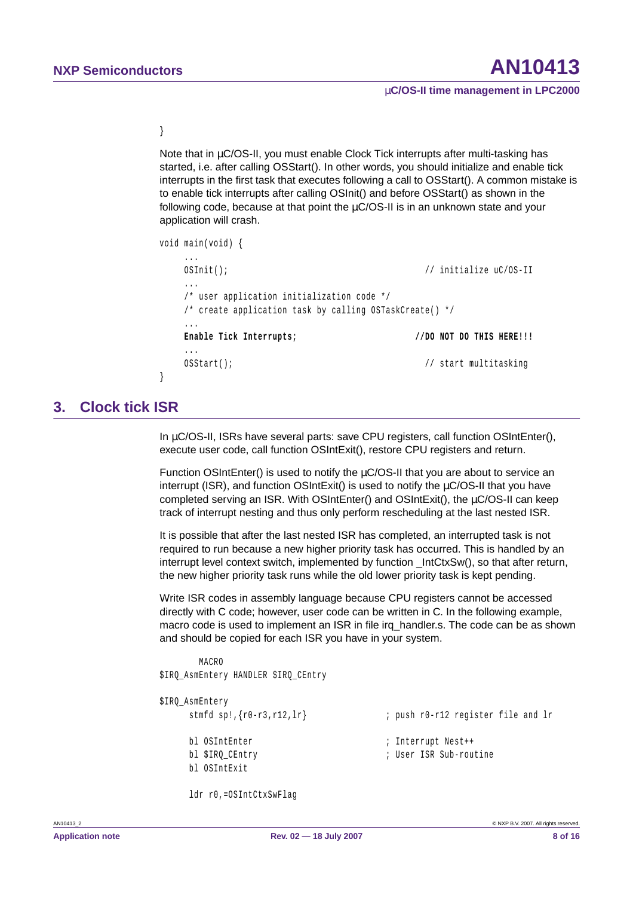```
}
```

Note that in µC/OS-II, you must enable Clock Tick interrupts after multi-tasking has started, i.e. after calling OSStart(). In other words, you should initialize and enable tick interrupts in the first task that executes following a call to OSStart(). A common mistake is to enable tick interrupts after calling OSInit() and before OSStart() as shown in the following code, because at that point the µC/OS-II is in an unknown state and your application will crash.

```
void main(void) {
    ...
    OSInit();                                         // initialize uC/OS-II
    ...
    /* user application initialization code */
    /* create application task by calling OSTaskCreate() */
    ...
    Enable Tick Interrupts;                          //DO NOT DO THIS HERE!!!
    ...
    OSStart();                                        // start multitasking
}
```

## 3. Clock tick ISR

In µC/OS-II, ISRs have several parts: save CPU registers, call function OSIntEnter(), execute user code, call function OSIntExit(), restore CPU registers and return.

Function OSIntEnter() is used to notify the µC/OS-II that you are about to service an interrupt (ISR), and function OSIntExit() is used to notify the µC/OS-II that you have completed serving an ISR. With OSIntEnter() and OSIntExit(), the µC/OS-II can keep track of interrupt nesting and thus only perform rescheduling at the last nested ISR.

It is possible that after the last nested ISR has completed, an interrupted task is not required to run because a new higher priority task has occurred. This is handled by an interrupt level context switch, implemented by function _IntCtxSw(), so that after return, the new higher priority task runs while the old lower priority task is kept pending.

Write ISR codes in assembly language because CPU registers cannot be accessed directly with C code; however, user code can be written in C. In the following example, macro code is used to implement an ISR in file irq_handler.s. The code can be as shown and should be copied for each ISR you have in your system.

```
      MACRO
$IRQ_AsmEntery HANDLER $IRQ_CEntry

$IRQ_AsmEntery
    stmfd sp!,{r0-r3,r12,lr}            ; push r0-r12 register file and lr

    bl OSIntEnter                       ; Interrupt Nest++
    bl $IRQ_CEntry                      ; User ISR Sub-routine
    bl OSIntExit

    ldr r0,=OSIntCtxSwFlag
```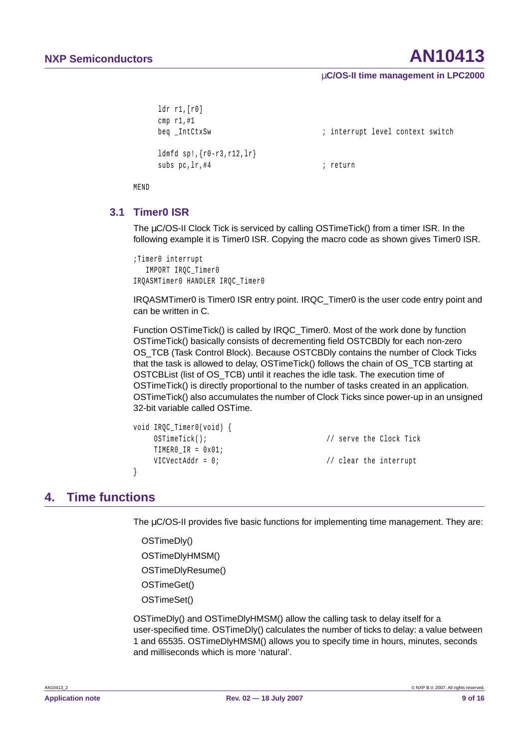```
    ldr r1,[r0]
    cmp r1,#1
    beq _IntCtxSw                          ; interrupt level context switch

    ldmfd sp!,{r0-r3,r12,lr}
    subs pc,lr,#4                          ; return

MEND
```

### 3.1 Timer0 ISR

The µC/OS-II Clock Tick is serviced by calling OSTimeTick() from a timer ISR. In the following example it is Timer0 ISR. Copying the macro code as shown gives Timer0 ISR.

```
;Timer0 interrupt
   IMPORT IRQC_Timer0
IRQASMTimer0 HANDLER IRQC_Timer0
```

IRQASMTimer0 is Timer0 ISR entry point. IRQC_Timer0 is the user code entry point and can be written in C.

Function OSTimeTick() is called by IRQC_Timer0. Most of the work done by function OSTimeTick() basically consists of decrementing field OSTCBDly for each non-zero OS_TCB (Task Control Block). Because OSTCBDly contains the number of Clock Ticks that the task is allowed to delay, OSTimeTick() follows the chain of OS_TCB starting at OSTCBList (list of OS_TCB) until it reaches the idle task. The execution time of OSTimeTick() is directly proportional to the number of tasks created in an application. OSTimeTick() also accumulates the number of Clock Ticks since power-up in an unsigned 32-bit variable called OSTime.

```
void IRQC_Timer0(void) {
     OSTimeTick();                         // serve the Clock Tick
     TIMER0_IR = 0x01;
     VICVectAddr = 0;                      // clear the interrupt
}
```

## 4. Time functions

The µC/OS-II provides five basic functions for implementing time management. They are:

OSTimeDly()

OSTimeDlyHMSM()

OSTimeDlyResume()

OSTimeGet()

OSTimeSet()

OSTimeDly() and OSTimeDlyHMSM() allow the calling task to delay itself for a user-specified time. OSTimeDly() calculates the number of ticks to delay: a value between 1 and 65535. OSTimeDlyHMSM() allows you to specify time in hours, minutes, seconds and milliseconds which is more 'natural'.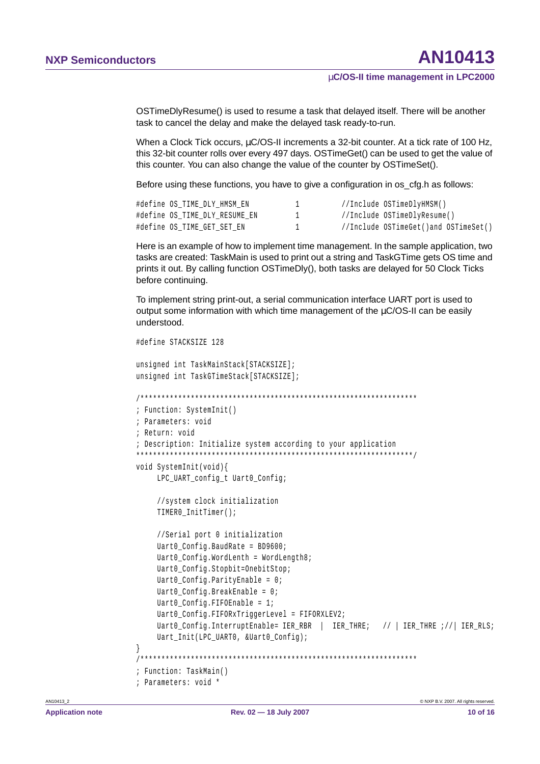OSTimeDlyResume() is used to resume a task that delayed itself. There will be another task to cancel the delay and make the delayed task ready-to-run.

When a Clock Tick occurs, µC/OS-II increments a 32-bit counter. At a tick rate of 100 Hz, this 32-bit counter rolls over every 497 days. OSTimeGet() can be used to get the value of this counter. You can also change the value of the counter by OSTimeSet().

Before using these functions, you have to give a configuration in os_cfg.h as follows:

```
#define OS_TIME_DLY_HMSM_EN          1          //Include OSTimeDlyHMSM()
#define OS_TIME_DLY_RESUME_EN        1          //Include OSTimeDlyResume()
#define OS_TIME_GET_SET_EN           1          //Include OSTimeGet()and OSTimeSet()
```

Here is an example of how to implement time management. In the sample application, two tasks are created: TaskMain is used to print out a string and TaskGTime gets OS time and prints it out. By calling function OSTimeDly(), both tasks are delayed for 50 Clock Ticks before continuing.

To implement string print-out, a serial communication interface UART port is used to output some information with which time management of the µC/OS-II can be easily understood.

```
#define STACKSIZE 128

unsigned int TaskMainStack[STACKSIZE];
unsigned int TaskGTimeStack[STACKSIZE];

/*****************************************************************
; Function: SystemInit()
; Parameters: void
; Return: void
; Description: Initialize system according to your application
*****************************************************************/
void SystemInit(void){
    LPC_UART_config_t Uart0_Config;

    //system clock initialization
    TIMER0_InitTimer();

    //Serial port 0 initialization
    Uart0_Config.BaudRate = BD9600;
    Uart0_Config.WordLenth = WordLength8;
    Uart0_Config.Stopbit=OnebitStop;
    Uart0_Config.ParityEnable = 0;
    Uart0_Config.BreakEnable = 0;
    Uart0_Config.FIFOEnable = 1;
    Uart0_Config.FIFORxTriggerLevel = FIFORXLEV2;
    Uart0_Config.InterruptEnable= IER_RBR  |  IER_THRE;   // | IER_THRE ;//| IER_RLS;
    Uart_Init(LPC_UART0, &Uart0_Config);
}
/*****************************************************************
; Function: TaskMain()
; Parameters: void *
```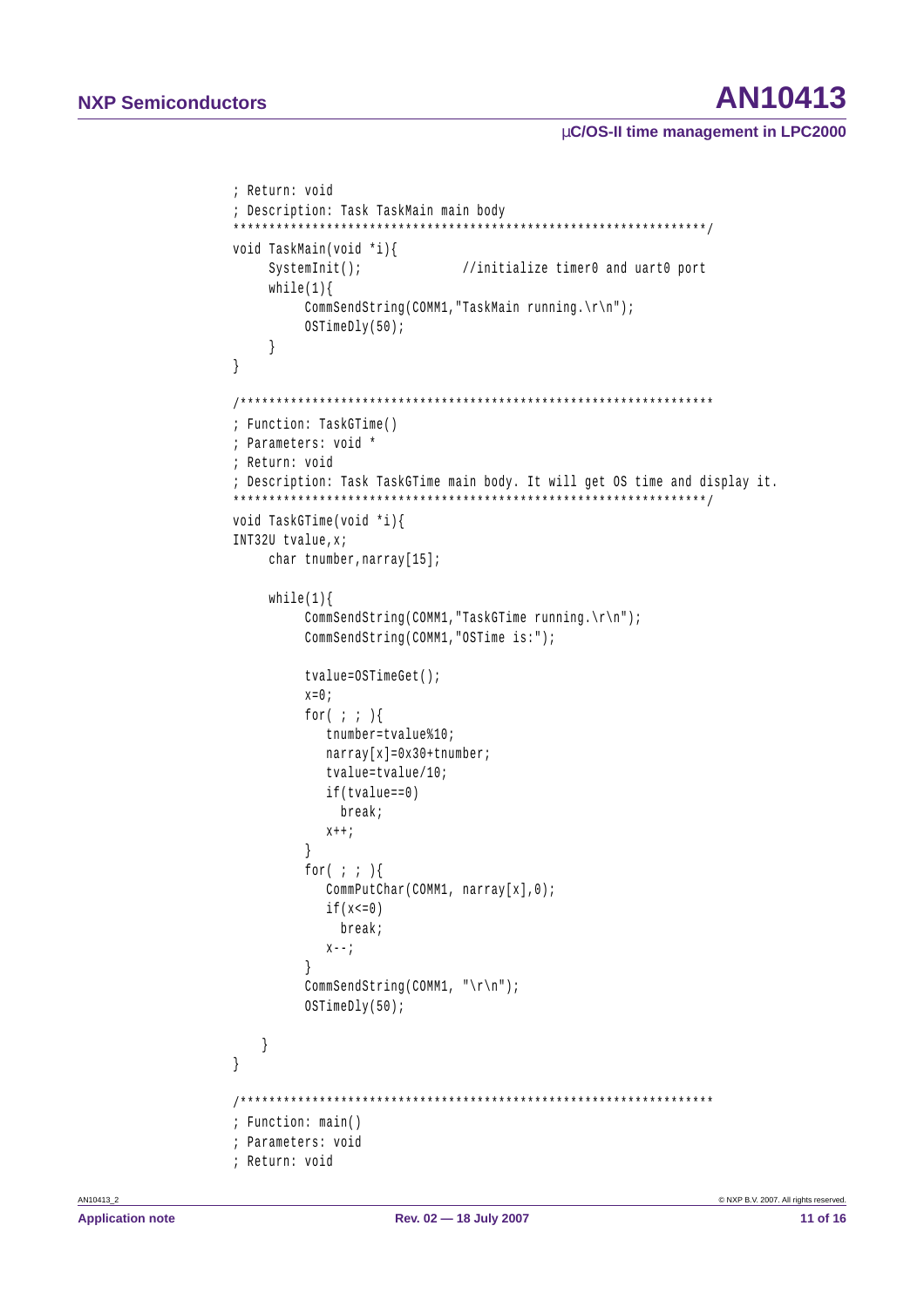```
; Return: void
; Description: Task TaskMain main body
******************************************************************/
void TaskMain(void *i){
     SystemInit();              //initialize timer0 and uart0 port
     while(1){
          CommSendString(COMM1,"TaskMain running.\r\n");
          OSTimeDly(50);
     }
}

/******************************************************************
; Function: TaskGTime()
; Parameters: void *
; Return: void
; Description: Task TaskGTime main body. It will get OS time and display it.
******************************************************************/
void TaskGTime(void *i){
INT32U tvalue,x;
     char tnumber,narray[15];

     while(1){
          CommSendString(COMM1,"TaskGTime running.\r\n");
          CommSendString(COMM1,"OSTime is:");

          tvalue=OSTimeGet();
          x=0;
          for( ; ; ){
             tnumber=tvalue%10;
             narray[x]=0x30+tnumber;
             tvalue=tvalue/10;
             if(tvalue==0)
               break;
             x++;
          }
          for( ; ; ){
             CommPutChar(COMM1, narray[x],0);
             if(x<=0)
               break;
             x--;
          }
          CommSendString(COMM1, "\r\n");
          OSTimeDly(50);

    }
}

/******************************************************************
; Function: main()
; Parameters: void
; Return: void
```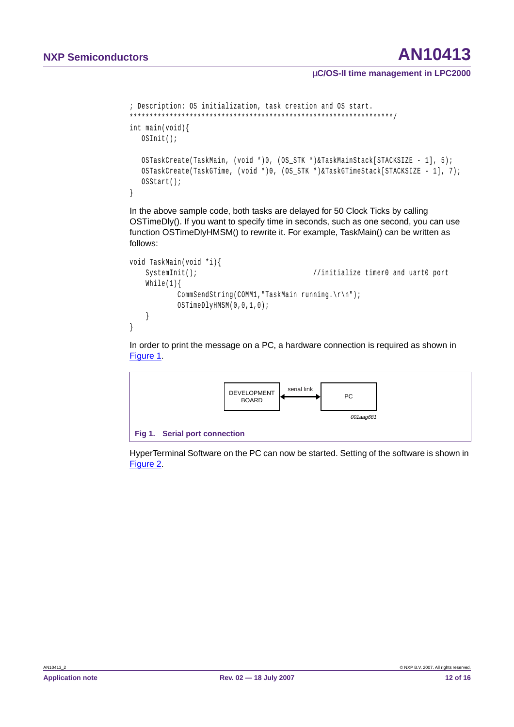```
; Description: OS initialization, task creation and OS start.
*******************************************************************/
int main(void){
   OSInit();

   OSTaskCreate(TaskMain, (void *)0, (OS_STK *)&TaskMainStack[STACKSIZE - 1], 5);
   OSTaskCreate(TaskGTime, (void *)0, (OS_STK *)&TaskGTimeStack[STACKSIZE - 1], 7);
   OSStart();
}
```

In the above sample code, both tasks are delayed for 50 Clock Ticks by calling OSTimeDly(). If you want to specify time in seconds, such as one second, you can use function OSTimeDlyHMSM() to rewrite it. For example, TaskMain() can be written as follows:

```
void TaskMain(void *i){
    SystemInit();                          //initialize timer0 and uart0 port
    While(1){
            CommSendString(COMM1,"TaskMain running.\r\n");
            OSTimeDlyHMSM(0,0,1,0);
    }
}
```

In order to print the message on a PC, a hardware connection is required as shown in Figure 1.

DEVELOPMENT BOARD ⟷ (serial link) ⟷ PC

001aag681

**Fig 1. Serial port connection**

HyperTerminal Software on the PC can now be started. Setting of the software is shown in Figure 2.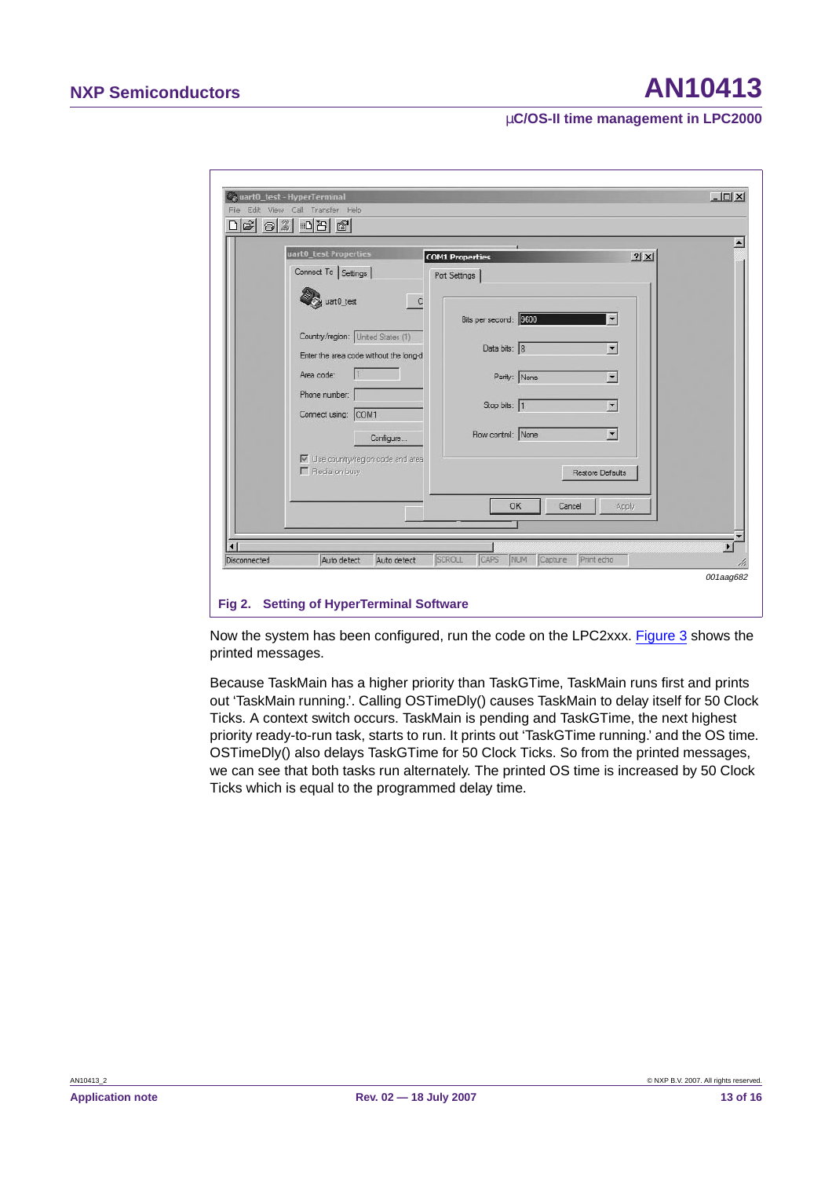Fig 2. Setting of HyperTerminal Software

Now the system has been configured, run the code on the LPC2xxx. Figure 3 shows the printed messages.

Because TaskMain has a higher priority than TaskGTime, TaskMain runs first and prints out ‘TaskMain running.’. Calling OSTimeDly() causes TaskMain to delay itself for 50 Clock Ticks. A context switch occurs. TaskMain is pending and TaskGTime, the next highest priority ready-to-run task, starts to run. It prints out ‘TaskGTime running.’ and the OS time. OSTimeDly() also delays TaskGTime for 50 Clock Ticks. So from the printed messages, we can see that both tasks run alternately. The printed OS time is increased by 50 Clock Ticks which is equal to the programmed delay time.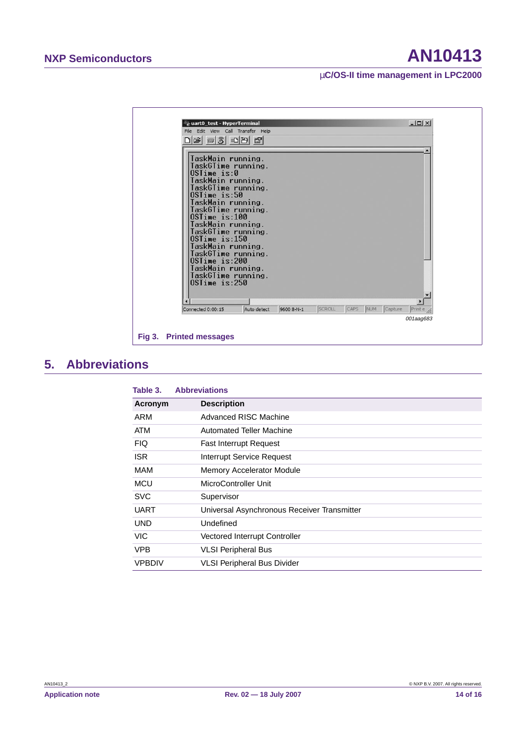```
TaskMain running.
TaskGTime running.
OSTime is:0
TaskMain running.
TaskGTime running.
OSTime is:50
TaskMain running.
TaskGTime running.
OSTime is:100
TaskMain running.
TaskGTime running.
OSTime is:150
TaskMain running.
TaskGTime running.
OSTime is:200
TaskMain running.
TaskGTime running.
OSTime is:250
```

**Fig 3. Printed messages**

## 5. Abbreviations

**Table 3. Abbreviations**

| Acronym | Description |
|---|---|
| ARM | Advanced RISC Machine |
| ATM | Automated Teller Machine |
| FIQ | Fast Interrupt Request |
| ISR | Interrupt Service Request |
| MAM | Memory Accelerator Module |
| MCU | MicroController Unit |
| SVC | Supervisor |
| UART | Universal Asynchronous Receiver Transmitter |
| UND | Undefined |
| VIC | Vectored Interrupt Controller |
| VPB | VLSI Peripheral Bus |
| VPBDIV | VLSI Peripheral Bus Divider |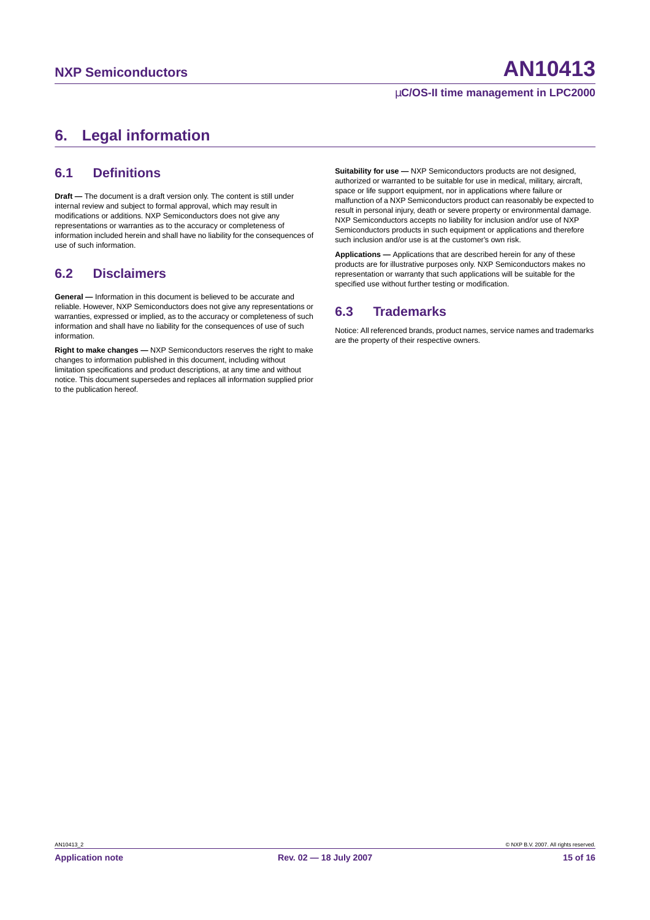# 6. Legal information

## 6.1 Definitions

**Draft —** The document is a draft version only. The content is still under internal review and subject to formal approval, which may result in modifications or additions. NXP Semiconductors does not give any representations or warranties as to the accuracy or completeness of information included herein and shall have no liability for the consequences of use of such information.

## 6.2 Disclaimers

**General —** Information in this document is believed to be accurate and reliable. However, NXP Semiconductors does not give any representations or warranties, expressed or implied, as to the accuracy or completeness of such information and shall have no liability for the consequences of use of such information.

**Right to make changes —** NXP Semiconductors reserves the right to make changes to information published in this document, including without limitation specifications and product descriptions, at any time and without notice. This document supersedes and replaces all information supplied prior to the publication hereof.

**Suitability for use —** NXP Semiconductors products are not designed, authorized or warranted to be suitable for use in medical, military, aircraft, space or life support equipment, nor in applications where failure or malfunction of a NXP Semiconductors product can reasonably be expected to result in personal injury, death or severe property or environmental damage. NXP Semiconductors accepts no liability for inclusion and/or use of NXP Semiconductors products in such equipment or applications and therefore such inclusion and/or use is at the customer's own risk.

**Applications —** Applications that are described herein for any of these products are for illustrative purposes only. NXP Semiconductors makes no representation or warranty that such applications will be suitable for the specified use without further testing or modification.

## 6.3 Trademarks

Notice: All referenced brands, product names, service names and trademarks are the property of their respective owners.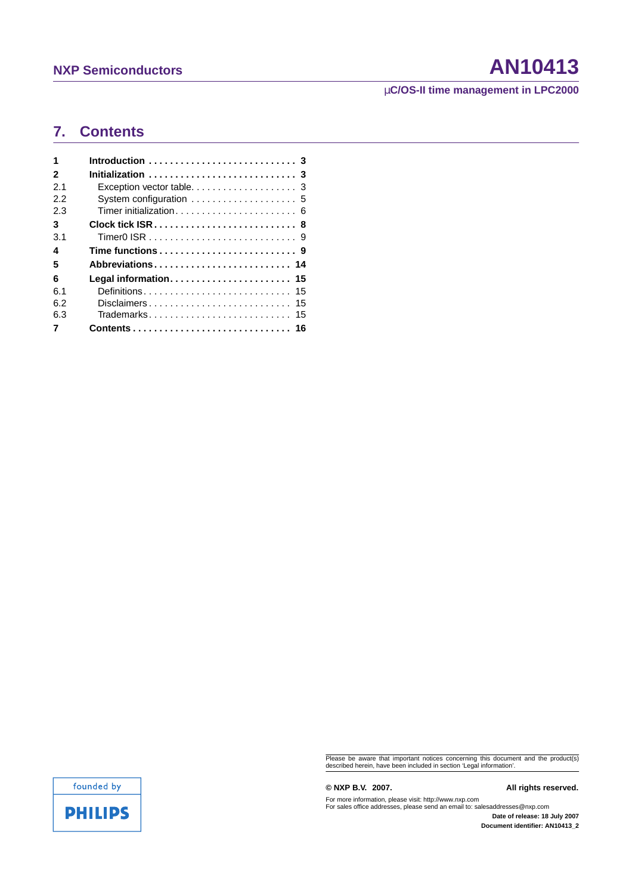## 7. Contents

| | | |
|---|---|---|
| **1** | **Introduction** | **3** |
| **2** | **Initialization** | **3** |
| 2.1 | Exception vector table | 3 |
| 2.2 | System configuration | 5 |
| 2.3 | Timer initialization | 6 |
| **3** | **Clock tick ISR** | **8** |
| 3.1 | Timer0 ISR | 9 |
| **4** | **Time functions** | **9** |
| **5** | **Abbreviations** | **14** |
| **6** | **Legal information** | **15** |
| 6.1 | Definitions | 15 |
| 6.2 | Disclaimers | 15 |
| 6.3 | Trademarks | 15 |
| **7** | **Contents** | **16** |

Please be aware that important notices concerning this document and the product(s) described herein, have been included in section 'Legal information'.

**© NXP B.V. 2007. All rights reserved.**

For more information, please visit: http://www.nxp.com
For sales office addresses, please send an email to: salesaddresses@nxp.com

**Date of release: 18 July 2007**
**Document identifier: AN10413_2**

founded by PHILIPS